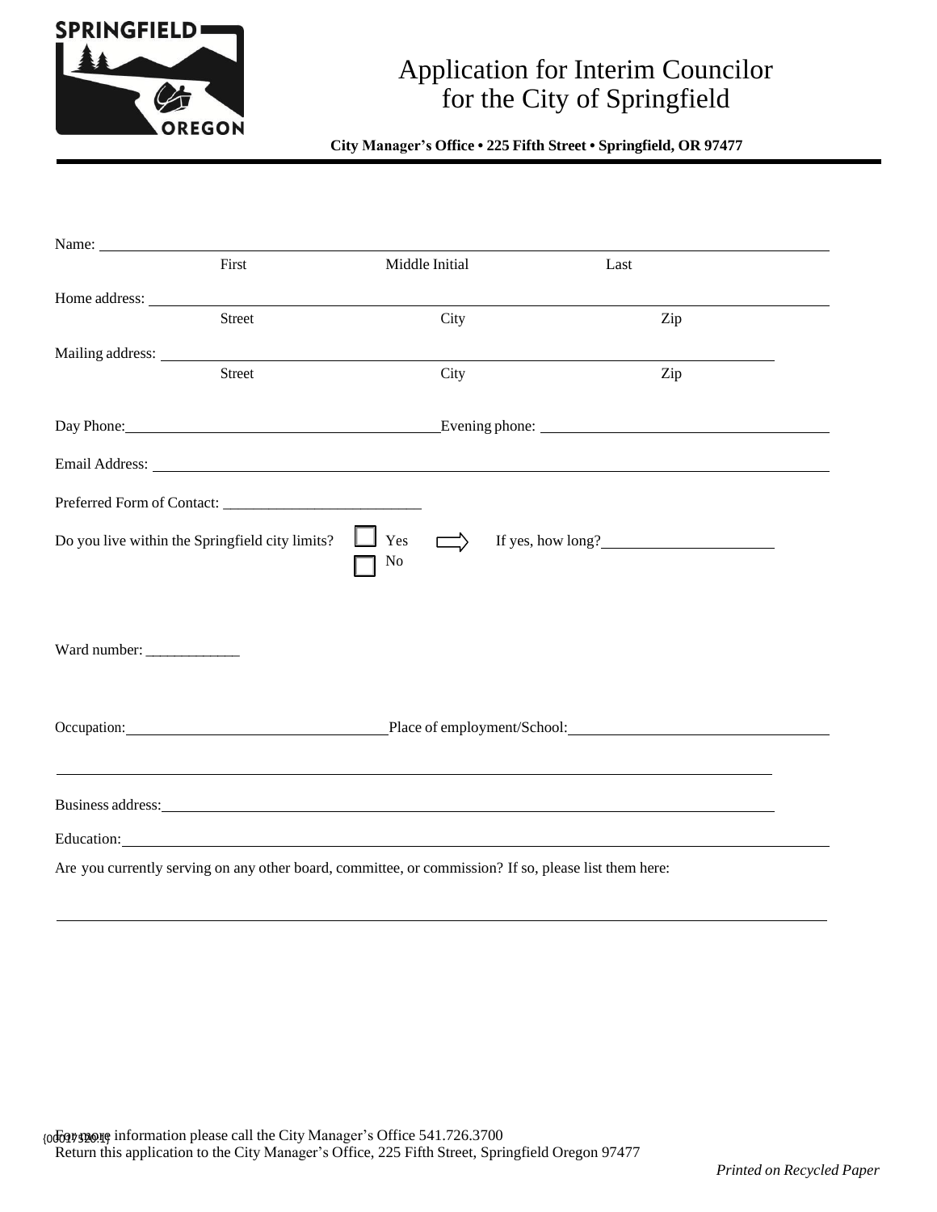SPRINGFIELD OREGON

# Application for Interim Councilor for the City of Springfield

**City Manager's Office • 225 Fifth Street • Springfield, OR 97477**

---

Name: ______________________________________________________________
First    Middle Initial    Last

Home address: ______________________________________________________________
Street    City    Zip

Mailing address: ______________________________________________________________
Street    City    Zip

Day Phone: ______________________ Evening phone: ______________________

Email Address: ______________________________________________________________

Preferred Form of Contact: __________________________

Do you live within the Springfield city limits? ☐ Yes ⇨ If yes, how long? ______________________
☐ No

Ward number: ____________

Occupation: ______________________ Place of employment/School: ______________________

______________________________________________________________

Business address: ______________________________________________________________

Education: ______________________________________________________________

Are you currently serving on any other board, committee, or commission? If so, please list them here:

______________________________________________________________

{00017520.1}

For more information please call the City Manager's Office 541.726.3700
Return this application to the City Manager's Office, 225 Fifth Street, Springfield Oregon 97477

*Printed on Recycled Paper*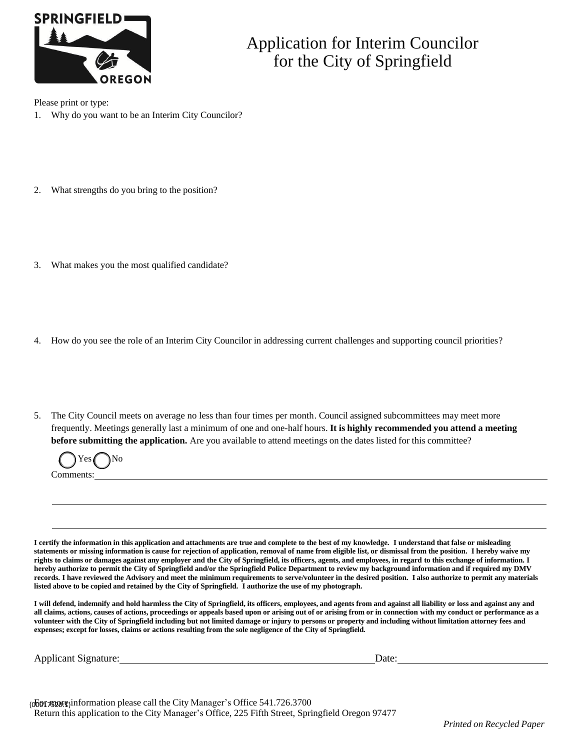# Application for Interim Councilor for the City of Springfield

Please print or type:

1. Why do you want to be an Interim City Councilor?

2. What strengths do you bring to the position?

3. What makes you the most qualified candidate?

4. How do you see the role of an Interim City Councilor in addressing current challenges and supporting council priorities?

5. The City Council meets on average no less than four times per month. Council assigned subcommittees may meet more frequently. Meetings generally last a minimum of one and one-half hours. **It is highly recommended you attend a meeting before submitting the application.** Are you available to attend meetings on the dates listed for this committee?

   ◯ Yes ◯ No

   Comments: ______________________________________________

**I certify the information in this application and attachments are true and complete to the best of my knowledge. I understand that false or misleading statements or missing information is cause for rejection of application, removal of name from eligible list, or dismissal from the position. I hereby waive my rights to claims or damages against any employer and the City of Springfield, its officers, agents, and employees, in regard to this exchange of information. I hereby authorize to permit the City of Springfield and/or the Springfield Police Department to review my background information and if required my DMV records. I have reviewed the Advisory and meet the minimum requirements to serve/volunteer in the desired position. I also authorize to permit any materials listed above to be copied and retained by the City of Springfield. I authorize the use of my photograph.**

**I will defend, indemnify and hold harmless the City of Springfield, its officers, employees, and agents from and against all liability or loss and against any and all claims, actions, causes of actions, proceedings or appeals based upon or arising out of or arising from or in connection with my conduct or performance as a volunteer with the City of Springfield including but not limited damage or injury to persons or property and including without limitation attorney fees and expenses; except for losses, claims or actions resulting from the sole negligence of the City of Springfield.**

Applicant Signature: ______________________________ Date: ____________________

{00017320;1}

For more information please call the City Manager's Office 541.726.3700

Return this application to the City Manager's Office, 225 Fifth Street, Springfield Oregon 97477

*Printed on Recycled Paper*